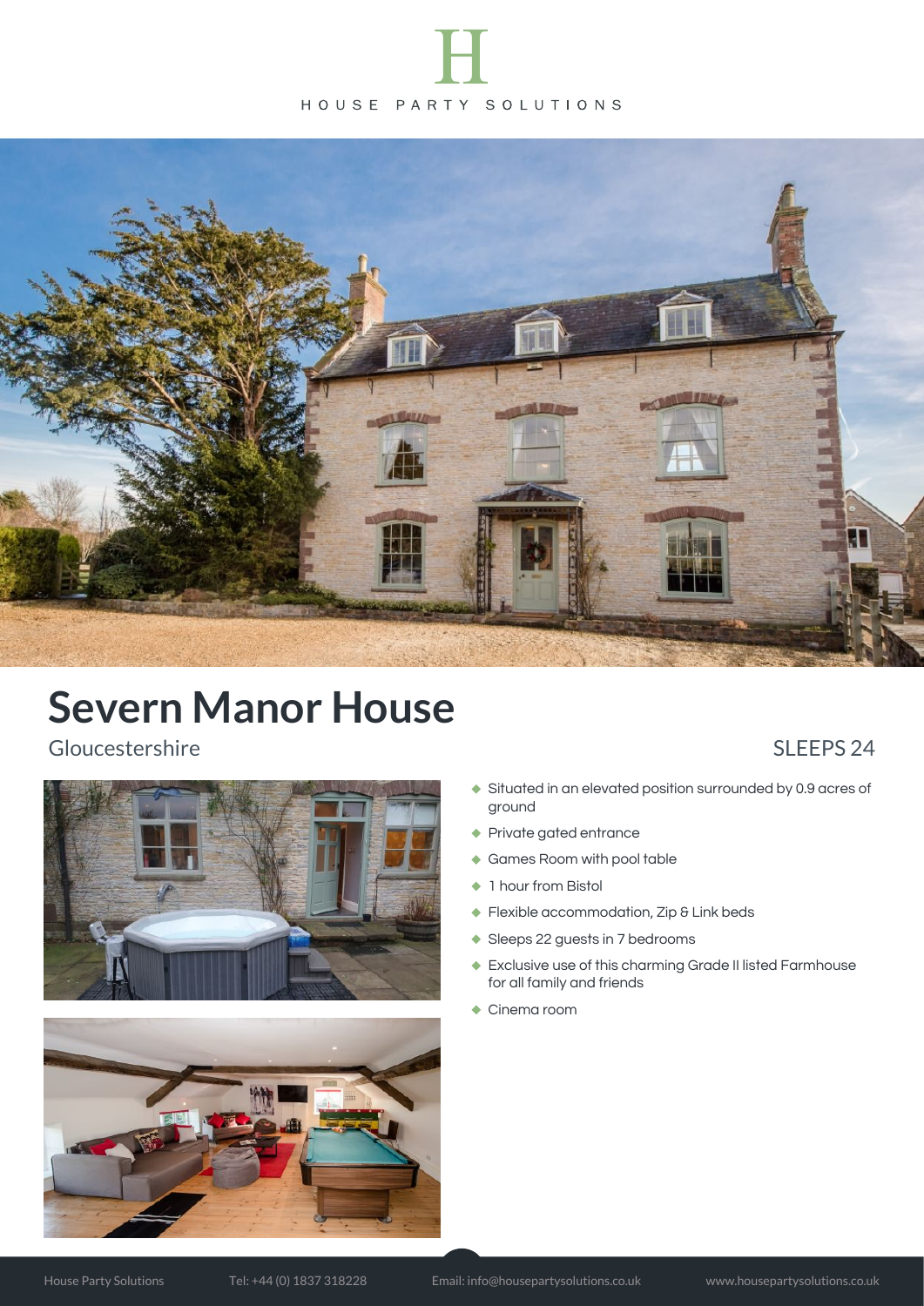HOUSE PARTY SOLUTIONS

# Severn Manor House

Gloucestershire

SLEEPS 24

- Situated in an elevated position surrounded by 0.9 acres of ground
- Private gated entrance
- Games Room with pool table
- 1 hour from Bistol
- Flexible accommodation, Zip & Link beds
- Sleeps 22 guests in 7 bedrooms
- Exclusive use of this charming Grade II listed Farmhouse for all family and friends
- Cinema room

House Party Solutions | Tel: +44 (0) 1837 318228 | Email: info@housepartysolutions.co.uk | www.housepartysolutions.co.uk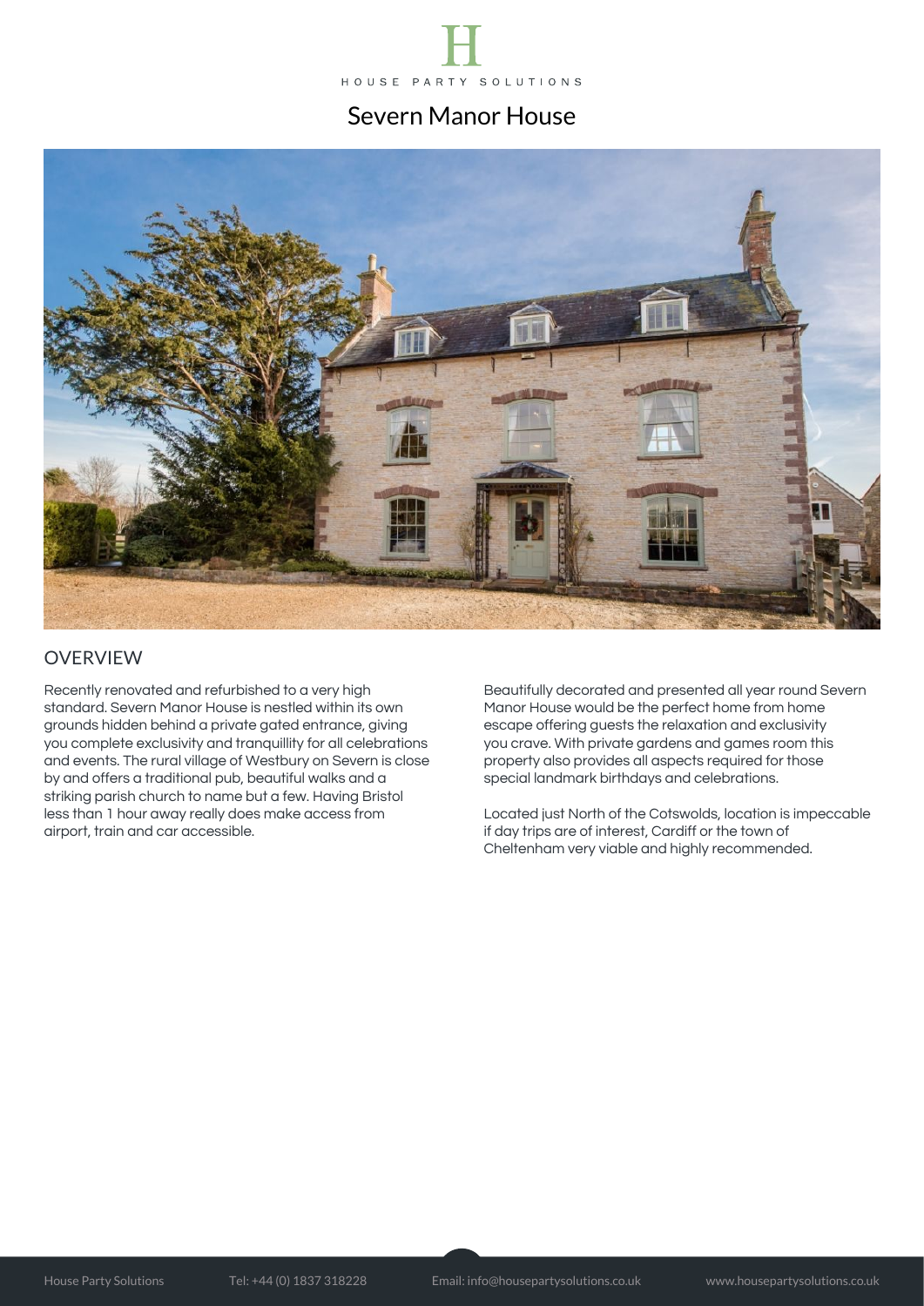# Severn Manor House

## OVERVIEW

Recently renovated and refurbished to a very high standard. Severn Manor House is nestled within its own grounds hidden behind a private gated entrance, giving you complete exclusivity and tranquillity for all celebrations and events. The rural village of Westbury on Severn is close by and offers a traditional pub, beautiful walks and a striking parish church to name but a few. Having Bristol less than 1 hour away really does make access from airport, train and car accessible.

Beautifully decorated and presented all year round Severn Manor House would be the perfect home from home escape offering guests the relaxation and exclusivity you crave. With private gardens and games room this property also provides all aspects required for those special landmark birthdays and celebrations.

Located just North of the Cotswolds, location is impeccable if day trips are of interest, Cardiff or the town of Cheltenham very viable and highly recommended.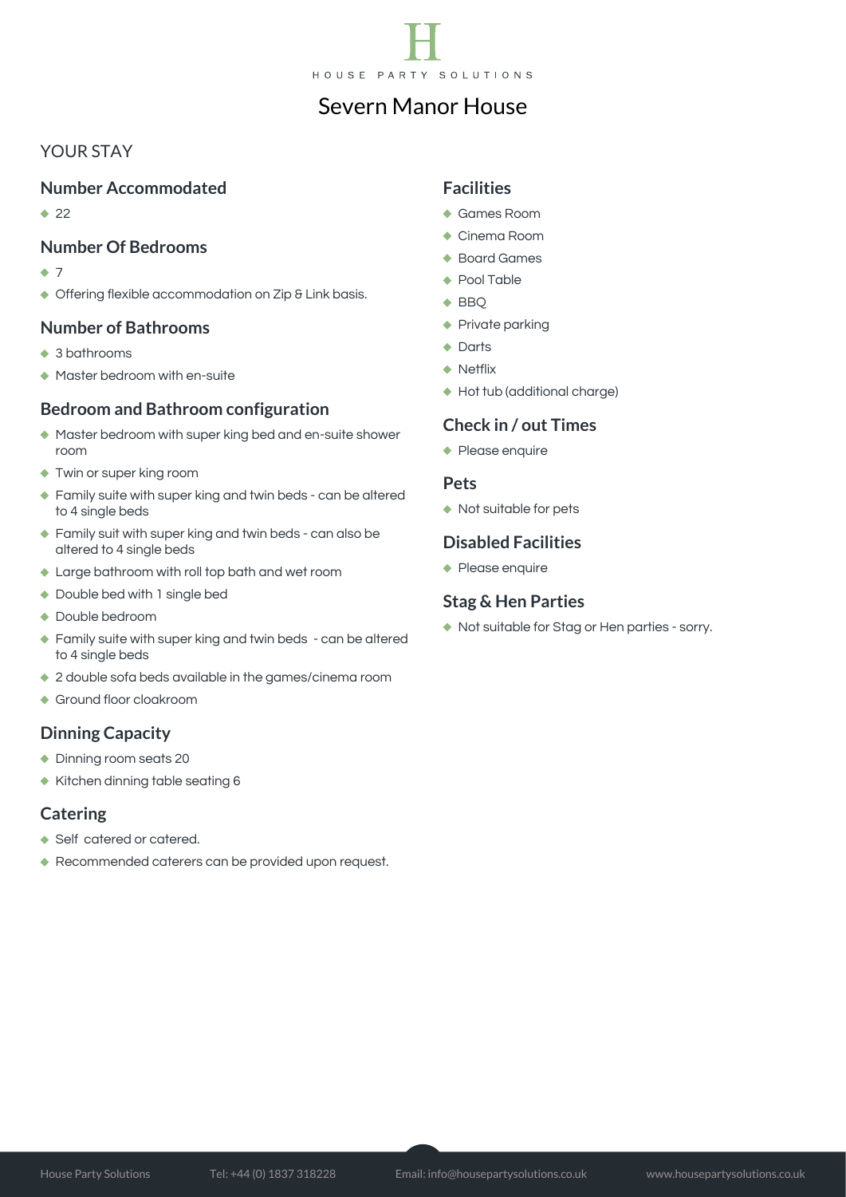# Severn Manor House

## YOUR STAY

### Number Accommodated

- 22

### Number Of Bedrooms

- 7
- Offering flexible accommodation on Zip & Link basis.

### Number of Bathrooms

- 3 bathrooms
- Master bedroom with en-suite

### Bedroom and Bathroom configuration

- Master bedroom with super king bed and en-suite shower room
- Twin or super king room
- Family suite with super king and twin beds - can be altered to 4 single beds
- Family suit with super king and twin beds - can also be altered to 4 single beds
- Large bathroom with roll top bath and wet room
- Double bed with 1 single bed
- Double bedroom
- Family suite with super king and twin beds - can be altered to 4 single beds
- 2 double sofa beds available in the games/cinema room
- Ground floor cloakroom

### Dinning Capacity

- Dinning room seats 20
- Kitchen dinning table seating 6

### Catering

- Self catered or catered.
- Recommended caterers can be provided upon request.

### Facilities

- Games Room
- Cinema Room
- Board Games
- Pool Table
- BBQ
- Private parking
- Darts
- Netflix
- Hot tub (additional charge)

### Check in / out Times

- Please enquire

### Pets

- Not suitable for pets

### Disabled Facilities

- Please enquire

### Stag & Hen Parties

- Not suitable for Stag or Hen parties - sorry.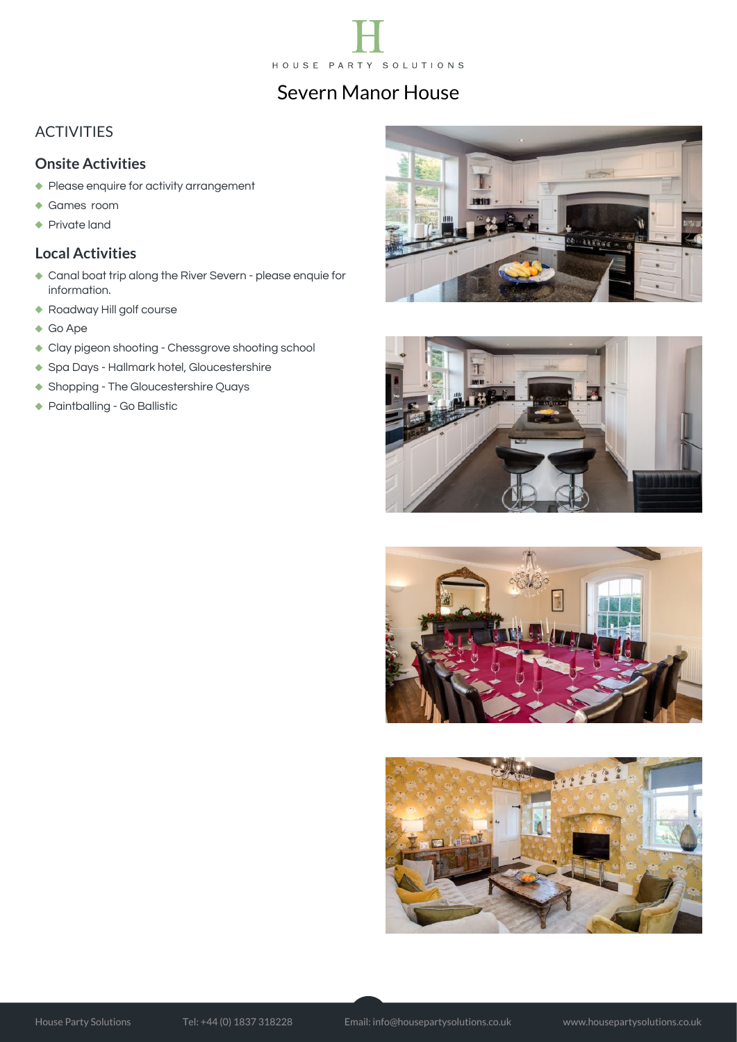# Severn Manor House

## ACTIVITIES

### Onsite Activities

- Please enquire for activity arrangement
- Games room
- Private land

### Local Activities

- Canal boat trip along the River Severn - please enquie for information.
- Roadway Hill golf course
- Go Ape
- Clay pigeon shooting - Chessgrove shooting school
- Spa Days - Hallmark hotel, Gloucestershire
- Shopping - The Gloucestershire Quays
- Paintballing - Go Ballistic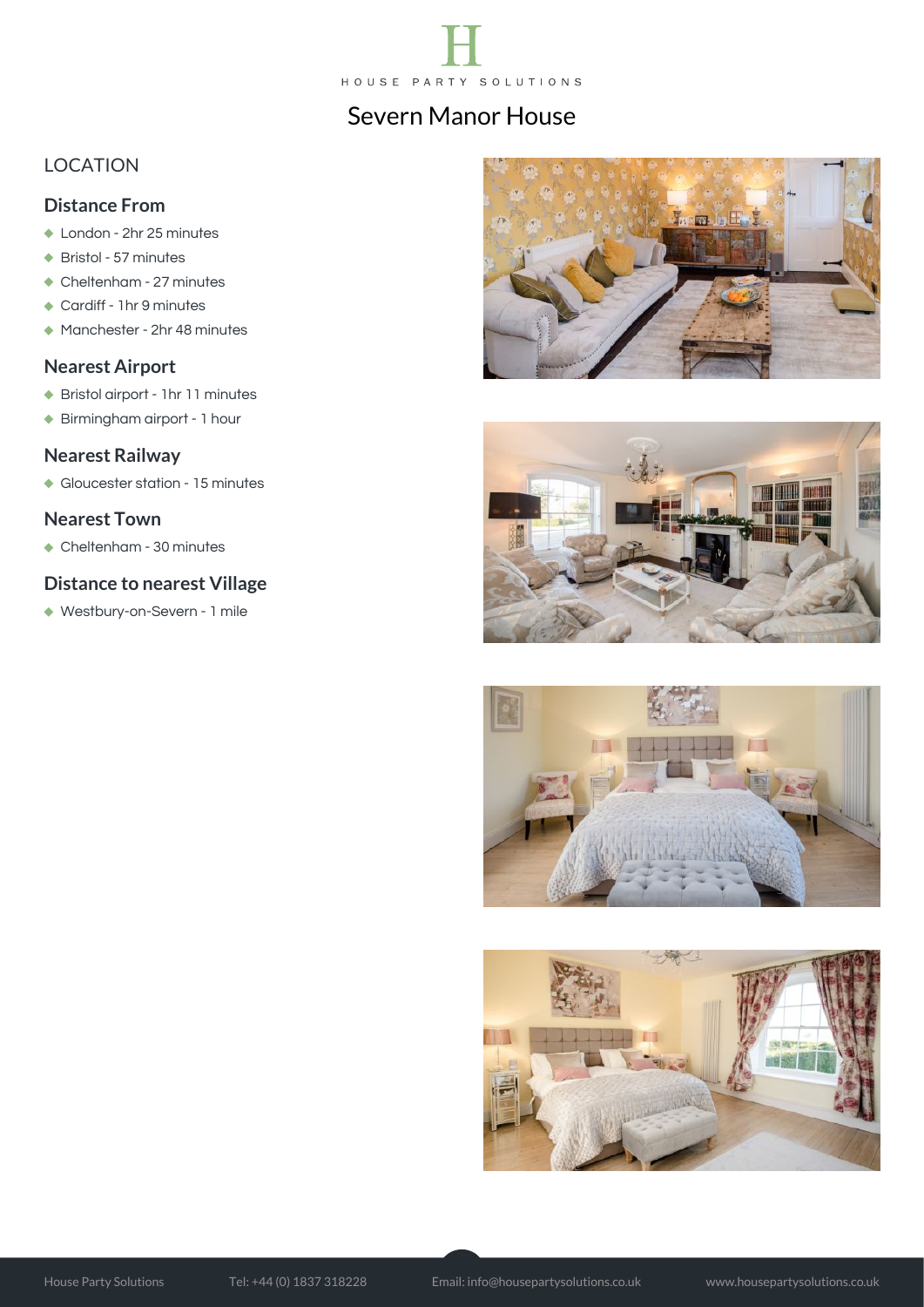# Severn Manor House

## LOCATION

### Distance From

- London - 2hr 25 minutes
- Bristol - 57 minutes
- Cheltenham - 27 minutes
- Cardiff - 1hr 9 minutes
- Manchester - 2hr 48 minutes

### Nearest Airport

- Bristol airport - 1hr 11 minutes
- Birmingham airport - 1 hour

### Nearest Railway

- Gloucester station - 15 minutes

### Nearest Town

- Cheltenham - 30 minutes

### Distance to nearest Village

- Westbury-on-Severn - 1 mile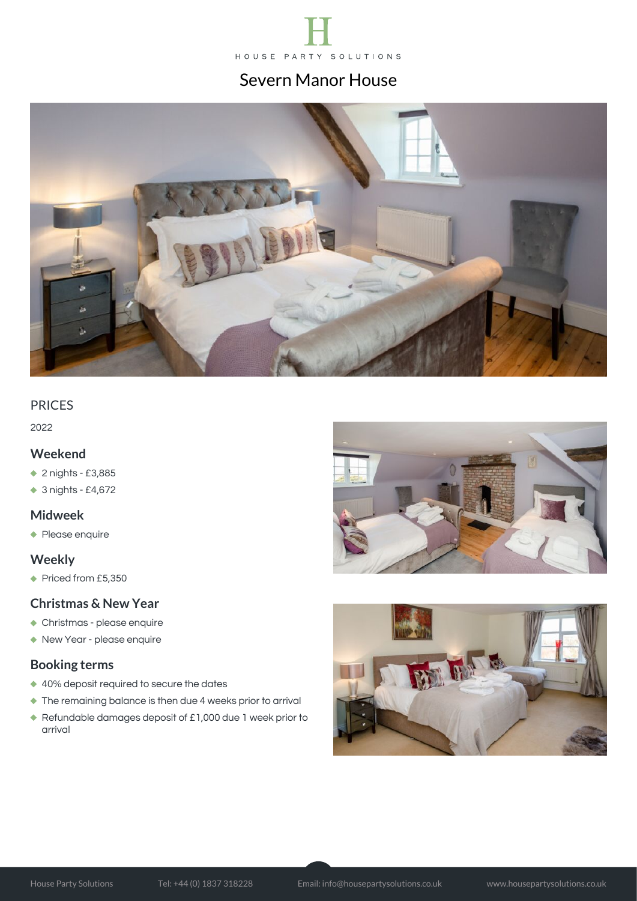# Severn Manor House

## PRICES

2022

### Weekend

- 2 nights - £3,885
- 3 nights - £4,672

### Midweek

- Please enquire

### Weekly

- Priced from £5,350

### Christmas & New Year

- Christmas - please enquire
- New Year - please enquire

### Booking terms

- 40% deposit required to secure the dates
- The remaining balance is then due 4 weeks prior to arrival
- Refundable damages deposit of £1,000 due 1 week prior to arrival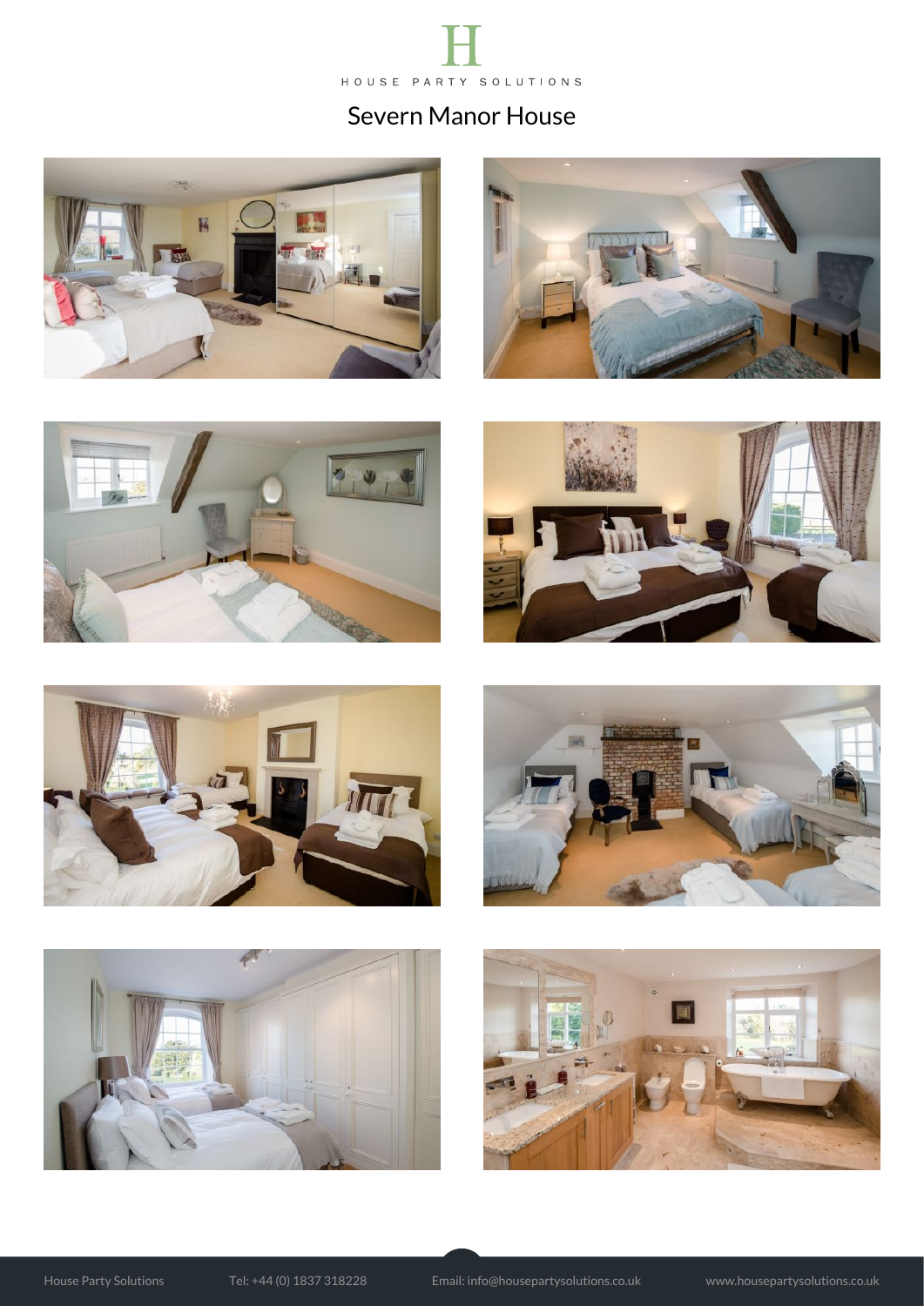H

HOUSE PARTY SOLUTIONS

# Severn Manor House

House Party Solutions

Tel: +44 (0) 1837 318228

Email: info@housepartysolutions.co.uk

www.housepartysolutions.co.uk